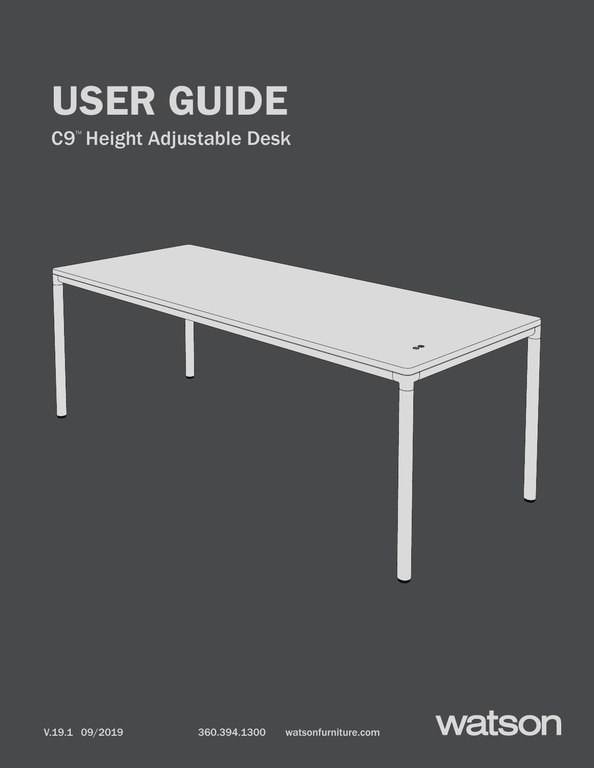# USER GUIDE

## C9™ Height Adjustable Desk

V.19.1 09/2019

360.394.1300 watsonfurniture.com

watson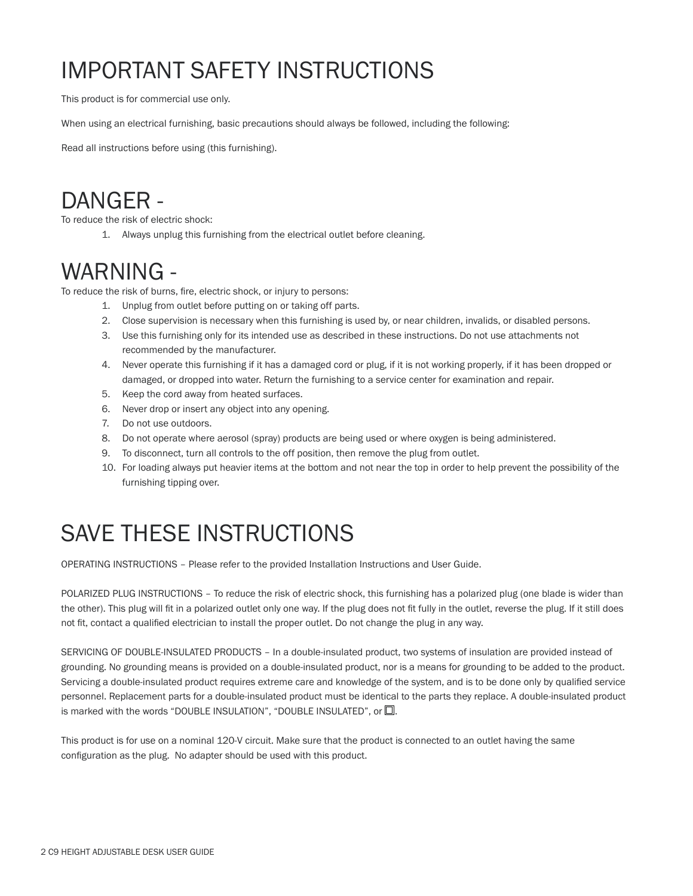# IMPORTANT SAFETY INSTRUCTIONS

This product is for commercial use only.

When using an electrical furnishing, basic precautions should always be followed, including the following:

Read all instructions before using (this furnishing).

# DANGER -

To reduce the risk of electric shock:

1. Always unplug this furnishing from the electrical outlet before cleaning.

# WARNING -

To reduce the risk of burns, fire, electric shock, or injury to persons:

1. Unplug from outlet before putting on or taking off parts.
2. Close supervision is necessary when this furnishing is used by, or near children, invalids, or disabled persons.
3. Use this furnishing only for its intended use as described in these instructions. Do not use attachments not recommended by the manufacturer.
4. Never operate this furnishing if it has a damaged cord or plug, if it is not working properly, if it has been dropped or damaged, or dropped into water. Return the furnishing to a service center for examination and repair.
5. Keep the cord away from heated surfaces.
6. Never drop or insert any object into any opening.
7. Do not use outdoors.
8. Do not operate where aerosol (spray) products are being used or where oxygen is being administered.
9. To disconnect, turn all controls to the off position, then remove the plug from outlet.
10. For loading always put heavier items at the bottom and not near the top in order to help prevent the possibility of the furnishing tipping over.

# SAVE THESE INSTRUCTIONS

OPERATING INSTRUCTIONS – Please refer to the provided Installation Instructions and User Guide.

POLARIZED PLUG INSTRUCTIONS – To reduce the risk of electric shock, this furnishing has a polarized plug (one blade is wider than the other). This plug will fit in a polarized outlet only one way. If the plug does not fit fully in the outlet, reverse the plug. If it still does not fit, contact a qualified electrician to install the proper outlet. Do not change the plug in any way.

SERVICING OF DOUBLE-INSULATED PRODUCTS – In a double-insulated product, two systems of insulation are provided instead of grounding. No grounding means is provided on a double-insulated product, nor is a means for grounding to be added to the product. Servicing a double-insulated product requires extreme care and knowledge of the system, and is to be done only by qualified service personnel. Replacement parts for a double-insulated product must be identical to the parts they replace. A double-insulated product is marked with the words “DOUBLE INSULATION”, “DOUBLE INSULATED”, or ⧈.

This product is for use on a nominal 120-V circuit. Make sure that the product is connected to an outlet having the same configuration as the plug. No adapter should be used with this product.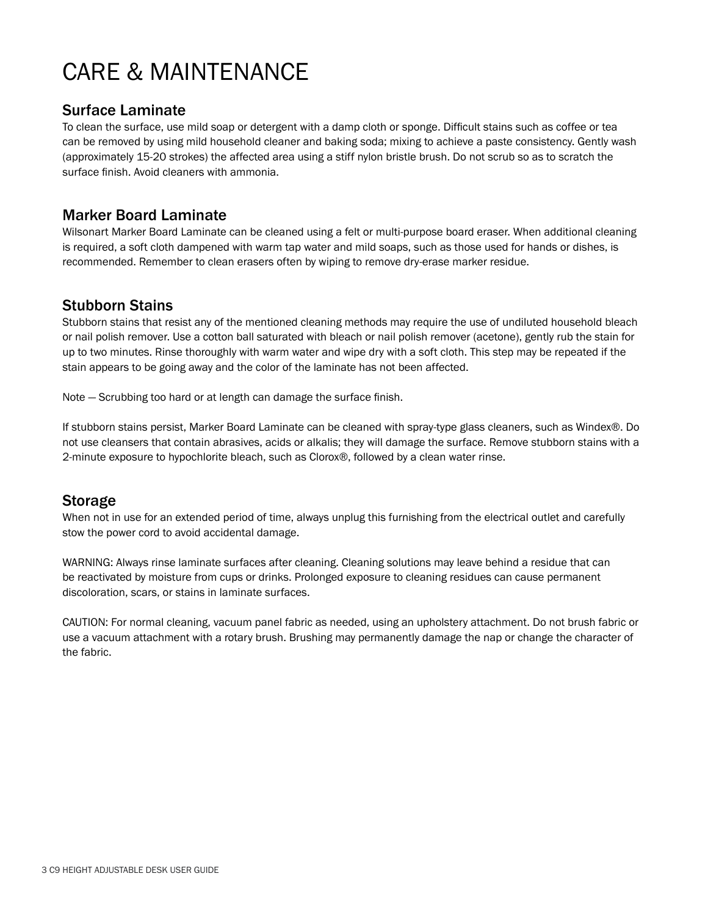# CARE & MAINTENANCE

## Surface Laminate

To clean the surface, use mild soap or detergent with a damp cloth or sponge. Difficult stains such as coffee or tea can be removed by using mild household cleaner and baking soda; mixing to achieve a paste consistency. Gently wash (approximately 15-20 strokes) the affected area using a stiff nylon bristle brush. Do not scrub so as to scratch the surface finish. Avoid cleaners with ammonia.

## Marker Board Laminate

Wilsonart Marker Board Laminate can be cleaned using a felt or multi-purpose board eraser. When additional cleaning is required, a soft cloth dampened with warm tap water and mild soaps, such as those used for hands or dishes, is recommended. Remember to clean erasers often by wiping to remove dry-erase marker residue.

## Stubborn Stains

Stubborn stains that resist any of the mentioned cleaning methods may require the use of undiluted household bleach or nail polish remover. Use a cotton ball saturated with bleach or nail polish remover (acetone), gently rub the stain for up to two minutes. Rinse thoroughly with warm water and wipe dry with a soft cloth. This step may be repeated if the stain appears to be going away and the color of the laminate has not been affected.

Note — Scrubbing too hard or at length can damage the surface finish.

If stubborn stains persist, Marker Board Laminate can be cleaned with spray-type glass cleaners, such as Windex®. Do not use cleansers that contain abrasives, acids or alkalis; they will damage the surface. Remove stubborn stains with a 2-minute exposure to hypochlorite bleach, such as Clorox®, followed by a clean water rinse.

## Storage

When not in use for an extended period of time, always unplug this furnishing from the electrical outlet and carefully stow the power cord to avoid accidental damage.

WARNING: Always rinse laminate surfaces after cleaning. Cleaning solutions may leave behind a residue that can be reactivated by moisture from cups or drinks. Prolonged exposure to cleaning residues can cause permanent discoloration, scars, or stains in laminate surfaces.

CAUTION: For normal cleaning, vacuum panel fabric as needed, using an upholstery attachment. Do not brush fabric or use a vacuum attachment with a rotary brush. Brushing may permanently damage the nap or change the character of the fabric.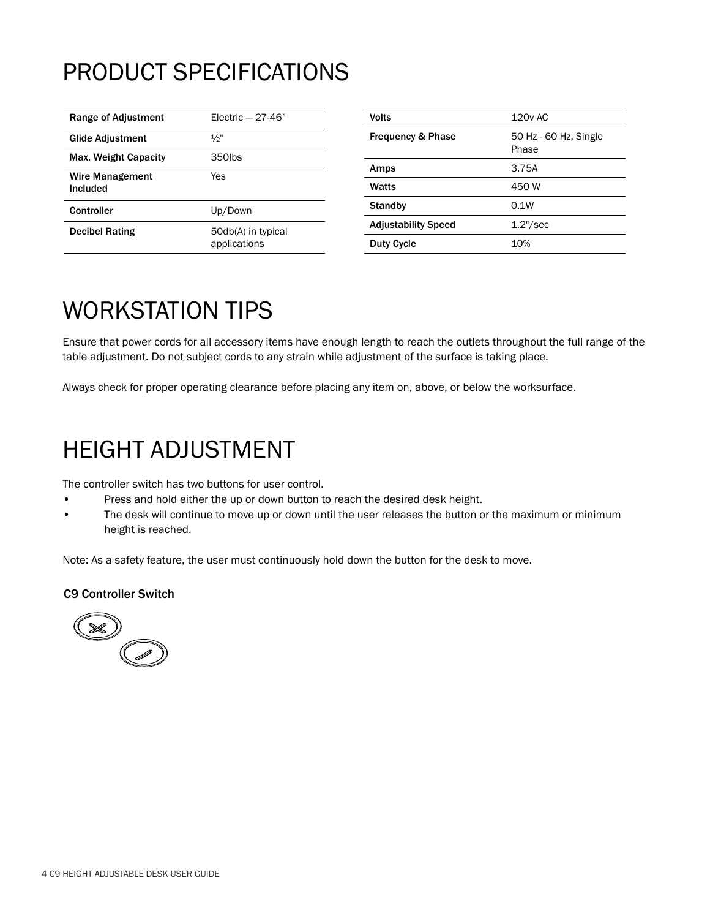# PRODUCT SPECIFICATIONS

| | |
|---|---|
| **Range of Adjustment** | Electric — 27-46" |
| **Glide Adjustment** | ½" |
| **Max. Weight Capacity** | 350lbs |
| **Wire Management Included** | Yes |
| **Controller** | Up/Down |
| **Decibel Rating** | 50db(A) in typical applications |

| | |
|---|---|
| **Volts** | 120v AC |
| **Frequency & Phase** | 50 Hz - 60 Hz, Single Phase |
| **Amps** | 3.75A |
| **Watts** | 450 W |
| **Standby** | 0.1W |
| **Adjustability Speed** | 1.2"/sec |
| **Duty Cycle** | 10% |

# WORKSTATION TIPS

Ensure that power cords for all accessory items have enough length to reach the outlets throughout the full range of the table adjustment. Do not subject cords to any strain while adjustment of the surface is taking place.

Always check for proper operating clearance before placing any item on, above, or below the worksurface.

# HEIGHT ADJUSTMENT

The controller switch has two buttons for user control.

- Press and hold either the up or down button to reach the desired desk height.
- The desk will continue to move up or down until the user releases the button or the maximum or minimum height is reached.

Note: As a safety feature, the user must continuously hold down the button for the desk to move.

### C9 Controller Switch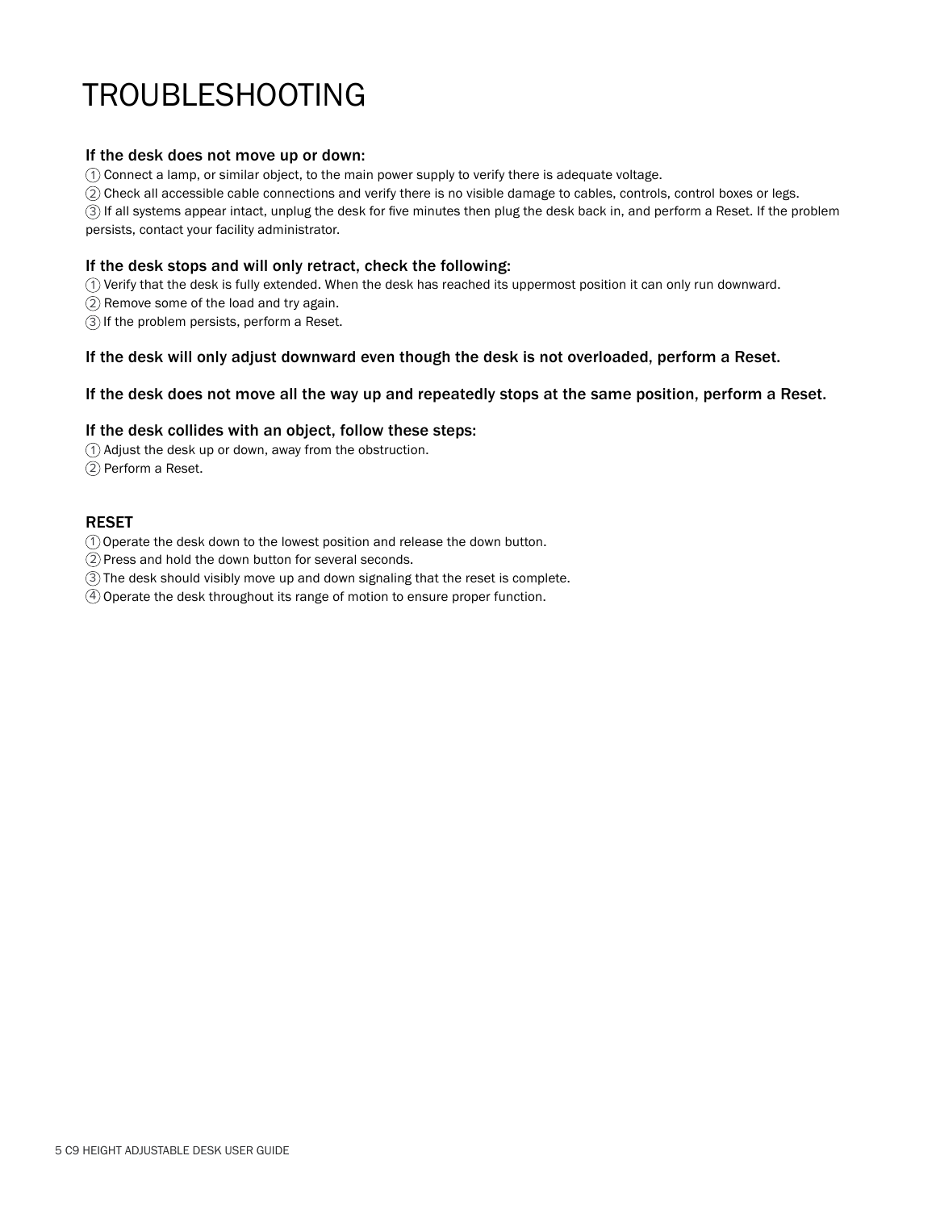# TROUBLESHOOTING

### If the desk does not move up or down:

① Connect a lamp, or similar object, to the main power supply to verify there is adequate voltage.
② Check all accessible cable connections and verify there is no visible damage to cables, controls, control boxes or legs.
③ If all systems appear intact, unplug the desk for five minutes then plug the desk back in, and perform a Reset. If the problem persists, contact your facility administrator.

### If the desk stops and will only retract, check the following:

① Verify that the desk is fully extended. When the desk has reached its uppermost position it can only run downward.
② Remove some of the load and try again.
③ If the problem persists, perform a Reset.

### If the desk will only adjust downward even though the desk is not overloaded, perform a Reset.

### If the desk does not move all the way up and repeatedly stops at the same position, perform a Reset.

### If the desk collides with an object, follow these steps:

① Adjust the desk up or down, away from the obstruction.
② Perform a Reset.

## RESET

① Operate the desk down to the lowest position and release the down button.
② Press and hold the down button for several seconds.
③ The desk should visibly move up and down signaling that the reset is complete.
④ Operate the desk throughout its range of motion to ensure proper function.